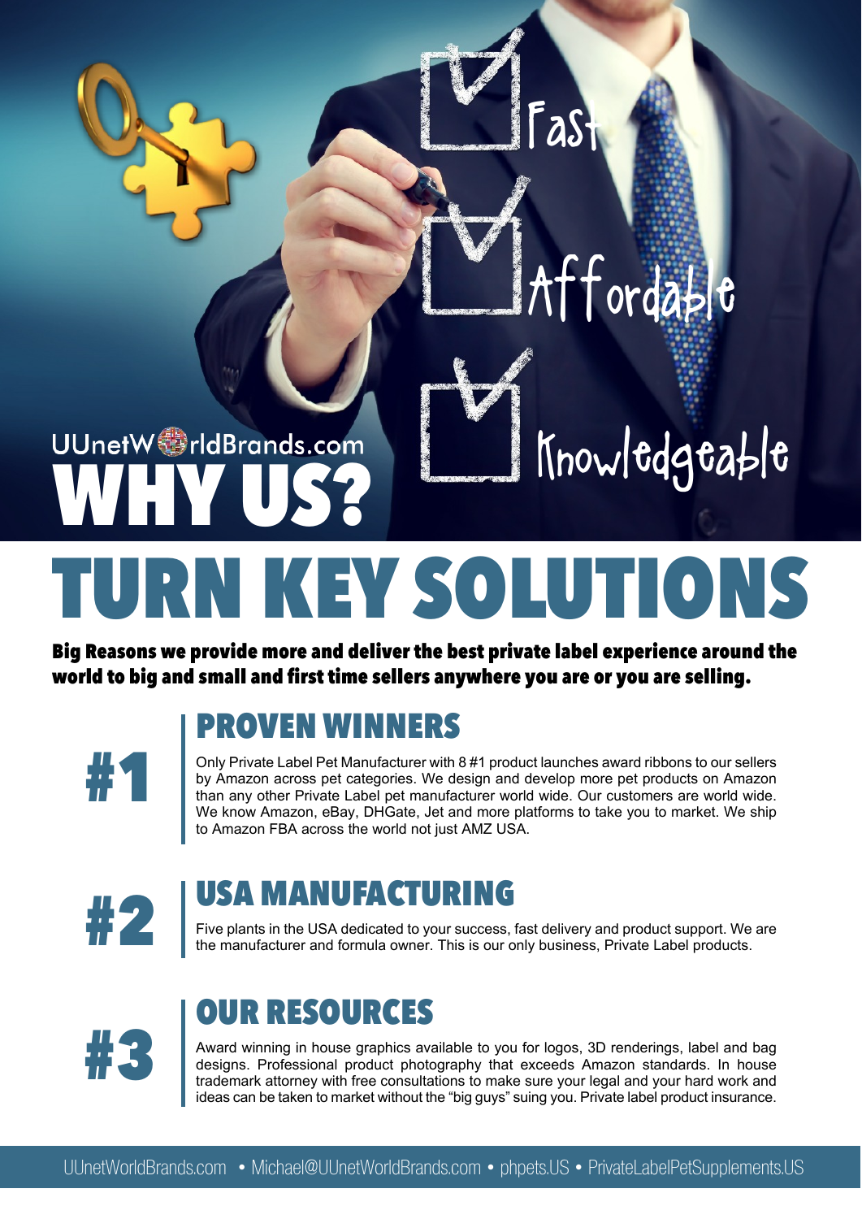UUnetWorldBrands.com

# WHY US?

- Fast
- Affordable
- Knowledgeable

# TURN KEY SOLUTIONS

**Big Reasons we provide more and deliver the best private label experience around the world to big and small and first time sellers anywhere you are or you are selling.**

## #1 PROVEN WINNERS

Only Private Label Pet Manufacturer with 8 #1 product launches award ribbons to our sellers by Amazon across pet categories. We design and develop more pet products on Amazon than any other Private Label pet manufacturer world wide. Our customers are world wide. We know Amazon, eBay, DHGate, Jet and more platforms to take you to market. We ship to Amazon FBA across the world not just AMZ USA.

## #2 USA MANUFACTURING

Five plants in the USA dedicated to your success, fast delivery and product support. We are the manufacturer and formula owner. This is our only business, Private Label products.

## #3 OUR RESOURCES

Award winning in house graphics available to you for logos, 3D renderings, label and bag designs. Professional product photography that exceeds Amazon standards. In house trademark attorney with free consultations to make sure your legal and your hard work and ideas can be taken to market without the "big guys" suing you. Private label product insurance.

UUnetWorldBrands.com • Michael@UUnetWorldBrands.com • phpets.US • PrivateLabelPetSupplements.US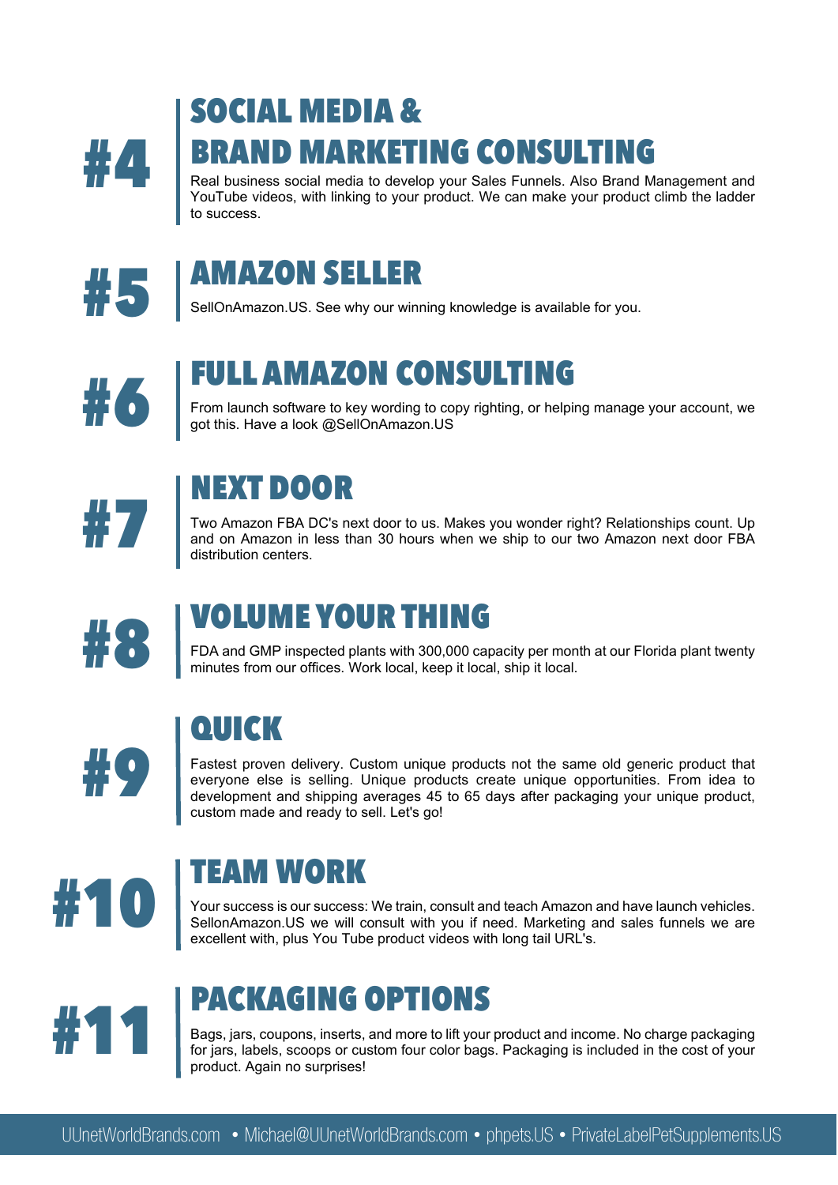## #4 SOCIAL MEDIA & BRAND MARKETING CONSULTING

Real business social media to develop your Sales Funnels. Also Brand Management and YouTube videos, with linking to your product. We can make your product climb the ladder to success.

## #5 AMAZON SELLER

SellOnAmazon.US. See why our winning knowledge is available for you.

## #6 FULL AMAZON CONSULTING

From launch software to key wording to copy righting, or helping manage your account, we got this. Have a look @SellOnAmazon.US

## #7 NEXT DOOR

Two Amazon FBA DC's next door to us. Makes you wonder right? Relationships count. Up and on Amazon in less than 30 hours when we ship to our two Amazon next door FBA distribution centers.

## #8 VOLUME YOUR THING

FDA and GMP inspected plants with 300,000 capacity per month at our Florida plant twenty minutes from our offices. Work local, keep it local, ship it local.

## #9 QUICK

Fastest proven delivery. Custom unique products not the same old generic product that everyone else is selling. Unique products create unique opportunities. From idea to development and shipping averages 45 to 65 days after packaging your unique product, custom made and ready to sell. Let's go!

## #10 TEAM WORK

Your success is our success: We train, consult and teach Amazon and have launch vehicles. SellonAmazon.US we will consult with you if need. Marketing and sales funnels we are excellent with, plus You Tube product videos with long tail URL's.

## #11 PACKAGING OPTIONS

Bags, jars, coupons, inserts, and more to lift your product and income. No charge packaging for jars, labels, scoops or custom four color bags. Packaging is included in the cost of your product. Again no surprises!

UUnetWorldBrands.com • Michael@UUnetWorldBrands.com • phpets.US • PrivateLabelPetSupplements.US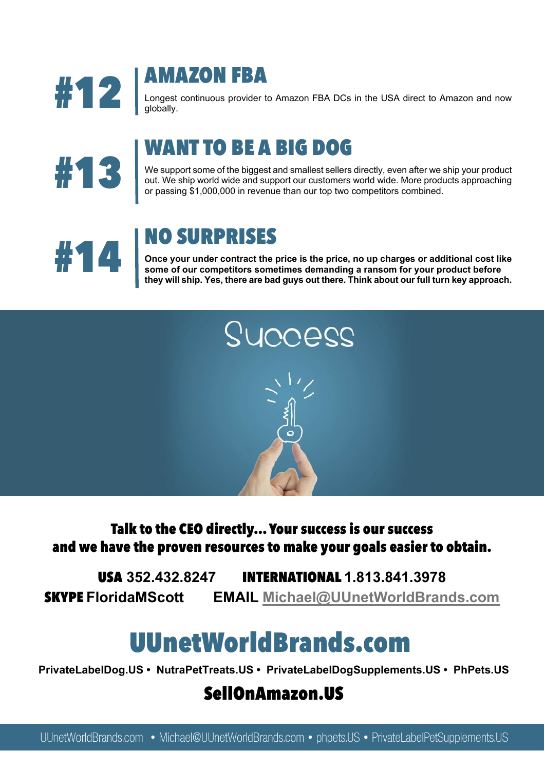## #12 AMAZON FBA

Longest continuous provider to Amazon FBA DCs in the USA direct to Amazon and now globally.

## #13 WANT TO BE A BIG DOG

We support some of the biggest and smallest sellers directly, even after we ship your product out. We ship world wide and support our customers world wide. More products approaching or passing $1,000,000 in revenue than our top two competitors combined.

## #14 NO SURPRISES

**Once your under contract the price is the price, no up charges or additional cost like some of our competitors sometimes demanding a ransom for your product before they will ship. Yes, there are bad guys out there. Think about our full turn key approach.**

Success

**Talk to the CEO directly... Your success is our success and we have the proven resources to make your goals easier to obtain.**

**USA** 352.432.8247 **INTERNATIONAL** 1.813.841.3978

**SKYPE** FloridaMScott **EMAIL** Michael@UUnetWorldBrands.com

# UUnetWorldBrands.com

**PrivateLabelDog.US • NutraPetTreats.US • PrivateLabelDogSupplements.US • PhPets.US**

## SellOnAmazon.US

UUnetWorldBrands.com • Michael@UUnetWorldBrands.com • phpets.US • PrivateLabelPetSupplements.US